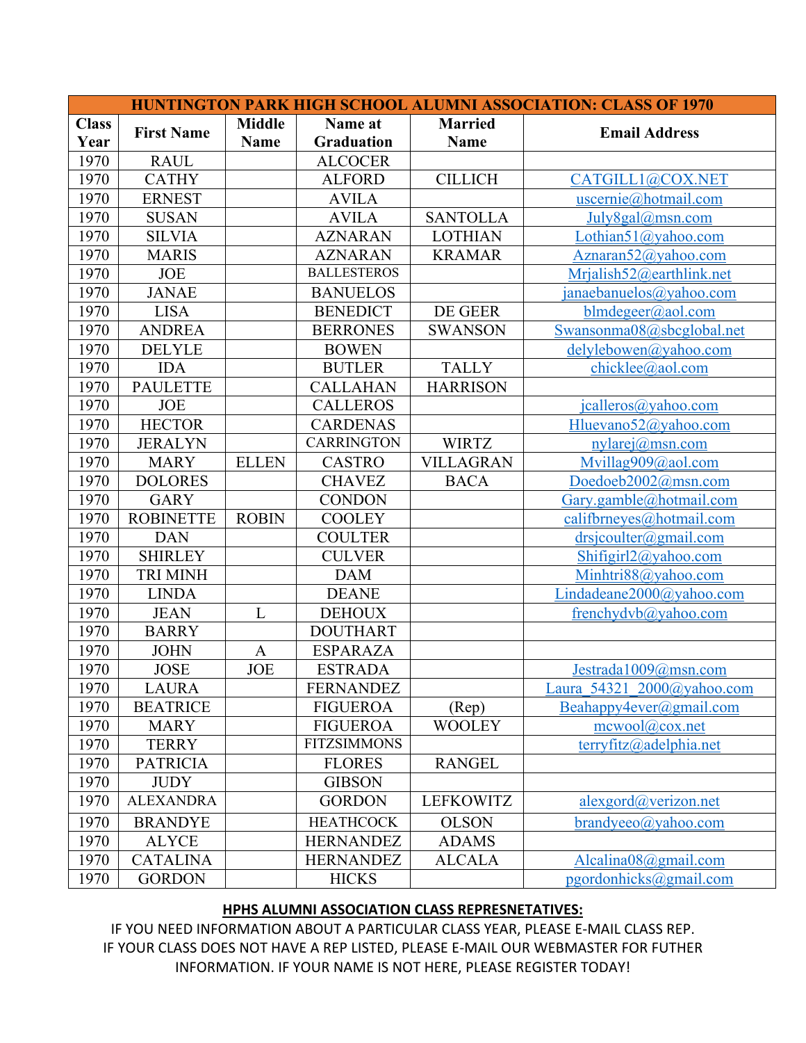| HUNTINGTON PARK HIGH SCHOOL ALUMNI ASSOCIATION: CLASS OF 1970 | | | | | |
|---|---|---|---|---|---|
| Class Year | First Name | Middle Name | Name at Graduation | Married Name | Email Address |
| 1970 | RAUL | | ALCOCER | | |
| 1970 | CATHY | | ALFORD | CILLICH | CATGILL1@COX.NET |
| 1970 | ERNEST | | AVILA | | uscernie@hotmail.com |
| 1970 | SUSAN | | AVILA | SANTOLLA | July8gal@msn.com |
| 1970 | SILVIA | | AZNARAN | LOTHIAN | Lothian51@yahoo.com |
| 1970 | MARIS | | AZNARAN | KRAMAR | Aznaran52@yahoo.com |
| 1970 | JOE | | BALLESTEROS | | Mrjalish52@earthlink.net |
| 1970 | JANAE | | BANUELOS | | janaebanuelos@yahoo.com |
| 1970 | LISA | | BENEDICT | DE GEER | blmdegeer@aol.com |
| 1970 | ANDREA | | BERRONES | SWANSON | Swansonma08@sbcglobal.net |
| 1970 | DELYLE | | BOWEN | | delylebowen@yahoo.com |
| 1970 | IDA | | BUTLER | TALLY | chicklee@aol.com |
| 1970 | PAULETTE | | CALLAHAN | HARRISON | |
| 1970 | JOE | | CALLEROS | | jcalleros@yahoo.com |
| 1970 | HECTOR | | CARDENAS | | Hluevano52@yahoo.com |
| 1970 | JERALYN | | CARRINGTON | WIRTZ | nylarej@msn.com |
| 1970 | MARY | ELLEN | CASTRO | VILLAGRAN | Mvillag909@aol.com |
| 1970 | DOLORES | | CHAVEZ | BACA | Doedoeb2002@msn.com |
| 1970 | GARY | | CONDON | | Gary.gamble@hotmail.com |
| 1970 | ROBINETTE | ROBIN | COOLEY | | califbrneyes@hotmail.com |
| 1970 | DAN | | COULTER | | drsjcoulter@gmail.com |
| 1970 | SHIRLEY | | CULVER | | Shifigirl2@yahoo.com |
| 1970 | TRI MINH | | DAM | | Minhtri88@yahoo.com |
| 1970 | LINDA | | DEANE | | Lindadeane2000@yahoo.com |
| 1970 | JEAN | L | DEHOUX | | frenchydvb@yahoo.com |
| 1970 | BARRY | | DOUTHART | | |
| 1970 | JOHN | A | ESPARAZA | | |
| 1970 | JOSE | JOE | ESTRADA | | Jestrada1009@msn.com |
| 1970 | LAURA | | FERNANDEZ | | Laura_54321_2000@yahoo.com |
| 1970 | BEATRICE | | FIGUEROA | (Rep) | Beahappy4ever@gmail.com |
| 1970 | MARY | | FIGUEROA | WOOLEY | mcwool@cox.net |
| 1970 | TERRY | | FITZSIMMONS | | terryfitz@adelphia.net |
| 1970 | PATRICIA | | FLORES | RANGEL | |
| 1970 | JUDY | | GIBSON | | |
| 1970 | ALEXANDRA | | GORDON | LEFKOWITZ | alexgord@verizon.net |
| 1970 | BRANDYE | | HEATHCOCK | OLSON | brandyeeo@yahoo.com |
| 1970 | ALYCE | | HERNANDEZ | ADAMS | |
| 1970 | CATALINA | | HERNANDEZ | ALCALA | Alcalina08@gmail.com |
| 1970 | GORDON | | HICKS | | pgordonhicks@gmail.com |

**HPHS ALUMNI ASSOCIATION CLASS REPRESNETATIVES:**

IF YOU NEED INFORMATION ABOUT A PARTICULAR CLASS YEAR, PLEASE E-MAIL CLASS REP.
IF YOUR CLASS DOES NOT HAVE A REP LISTED, PLEASE E-MAIL OUR WEBMASTER FOR FUTHER INFORMATION. IF YOUR NAME IS NOT HERE, PLEASE REGISTER TODAY!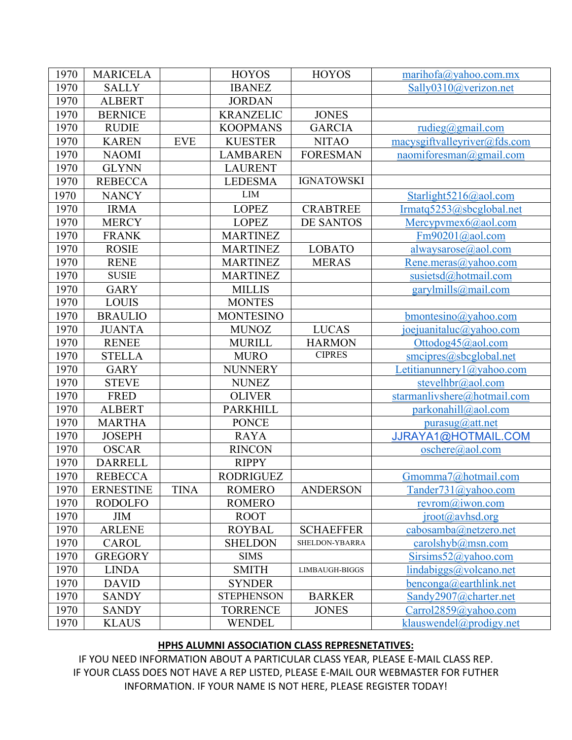| 1970 | MARICELA | | HOYOS | HOYOS | marihofa@yahoo.com.mx |
|---|---|---|---|---|---|
| 1970 | SALLY | | IBANEZ | | Sally0310@verizon.net |
| 1970 | ALBERT | | JORDAN | | |
| 1970 | BERNICE | | KRANZELIC | JONES | |
| 1970 | RUDIE | | KOOPMANS | GARCIA | rudieg@gmail.com |
| 1970 | KAREN | EVE | KUESTER | NITAO | macysgiftvalleyriver@fds.com |
| 1970 | NAOMI | | LAMBAREN | FORESMAN | naomiforesman@gmail.com |
| 1970 | GLYNN | | LAURENT | | |
| 1970 | REBECCA | | LEDESMA | IGNATOWSKI | |
| 1970 | NANCY | | LIM | | Starlight5216@aol.com |
| 1970 | IRMA | | LOPEZ | CRABTREE | Irmatq5253@sbcglobal.net |
| 1970 | MERCY | | LOPEZ | DE SANTOS | Mercypvmex6@aol.com |
| 1970 | FRANK | | MARTINEZ | | Fm90201@aol.com |
| 1970 | ROSIE | | MARTINEZ | LOBATO | alwaysarose@aol.com |
| 1970 | RENE | | MARTINEZ | MERAS | Rene.meras@yahoo.com |
| 1970 | SUSIE | | MARTINEZ | | susietsd@hotmail.com |
| 1970 | GARY | | MILLIS | | garylmills@mail.com |
| 1970 | LOUIS | | MONTES | | |
| 1970 | BRAULIO | | MONTESINO | | bmontesino@yahoo.com |
| 1970 | JUANTA | | MUNOZ | LUCAS | joejuanitaluc@yahoo.com |
| 1970 | RENEE | | MURILL | HARMON | Ottodog45@aol.com |
| 1970 | STELLA | | MURO | CIPRES | smcipres@sbcglobal.net |
| 1970 | GARY | | NUNNERY | | Letitianunnery1@yahoo.com |
| 1970 | STEVE | | NUNEZ | | stevelhbr@aol.com |
| 1970 | FRED | | OLIVER | | starmanlivshere@hotmail.com |
| 1970 | ALBERT | | PARKHILL | | parkonahill@aol.com |
| 1970 | MARTHA | | PONCE | | purasug@att.net |
| 1970 | JOSEPH | | RAYA | | JJRAYA1@HOTMAIL.COM |
| 1970 | OSCAR | | RINCON | | oschere@aol.com |
| 1970 | DARRELL | | RIPPY | | |
| 1970 | REBECCA | | RODRIGUEZ | | Gmomma7@hotmail.com |
| 1970 | ERNESTINE | TINA | ROMERO | ANDERSON | Tander731@yahoo.com |
| 1970 | RODOLFO | | ROMERO | | revrom@iwon.com |
| 1970 | JIM | | ROOT | | jroot@avhsd.org |
| 1970 | ARLENE | | ROYBAL | SCHAEFFER | cabosamba@netzero.net |
| 1970 | CAROL | | SHELDON | SHELDON-YBARRA | carolshyb@msn.com |
| 1970 | GREGORY | | SIMS | | Sirsims52@yahoo.com |
| 1970 | LINDA | | SMITH | LIMBAUGH-BIGGS | lindabiggs@volcano.net |
| 1970 | DAVID | | SYNDER | | benconga@earthlink.net |
| 1970 | SANDY | | STEPHENSON | BARKER | Sandy2907@charter.net |
| 1970 | SANDY | | TORRENCE | JONES | Carrol2859@yahoo.com |
| 1970 | KLAUS | | WENDEL | | klauswendel@prodigy.net |

**HPHS ALUMNI ASSOCIATION CLASS REPRESNETATIVES:**

IF YOU NEED INFORMATION ABOUT A PARTICULAR CLASS YEAR, PLEASE E-MAIL CLASS REP. IF YOUR CLASS DOES NOT HAVE A REP LISTED, PLEASE E-MAIL OUR WEBMASTER FOR FUTHER INFORMATION. IF YOUR NAME IS NOT HERE, PLEASE REGISTER TODAY!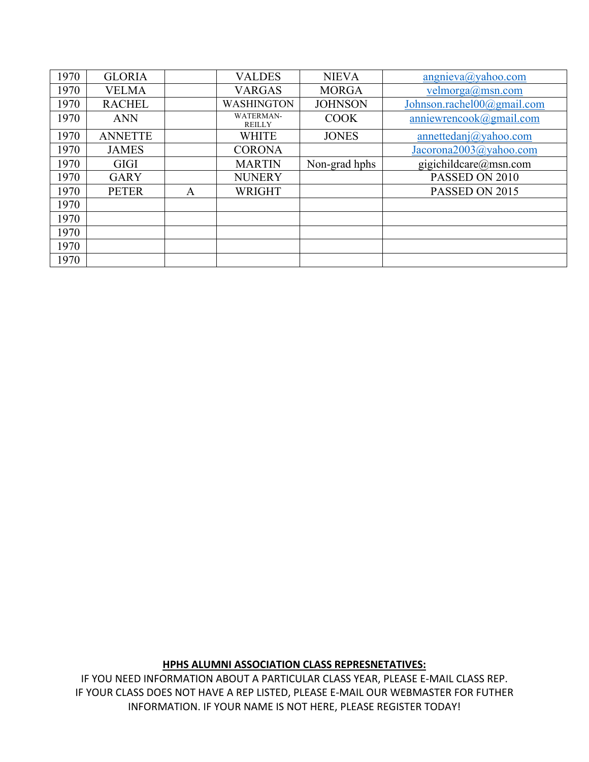| | | | | | |
|---|---|---|---|---|---|
| 1970 | GLORIA | | VALDES | NIEVA | angnieva@yahoo.com |
| 1970 | VELMA | | VARGAS | MORGA | velmorga@msn.com |
| 1970 | RACHEL | | WASHINGTON | JOHNSON | Johnson.rachel00@gmail.com |
| 1970 | ANN | | WATERMAN-REILLY | COOK | anniewrencook@gmail.com |
| 1970 | ANNETTE | | WHITE | JONES | annettedanj@yahoo.com |
| 1970 | JAMES | | CORONA | | Jacorona2003@yahoo.com |
| 1970 | GIGI | | MARTIN | Non-grad hphs | gigichildcare@msn.com |
| 1970 | GARY | | NUNERY | | PASSED ON 2010 |
| 1970 | PETER | A | WRIGHT | | PASSED ON 2015 |
| 1970 | | | | | |
| 1970 | | | | | |
| 1970 | | | | | |
| 1970 | | | | | |
| 1970 | | | | | |

**HPHS ALUMNI ASSOCIATION CLASS REPRESNETATIVES:**

IF YOU NEED INFORMATION ABOUT A PARTICULAR CLASS YEAR, PLEASE E-MAIL CLASS REP. IF YOUR CLASS DOES NOT HAVE A REP LISTED, PLEASE E-MAIL OUR WEBMASTER FOR FUTHER INFORMATION. IF YOUR NAME IS NOT HERE, PLEASE REGISTER TODAY!